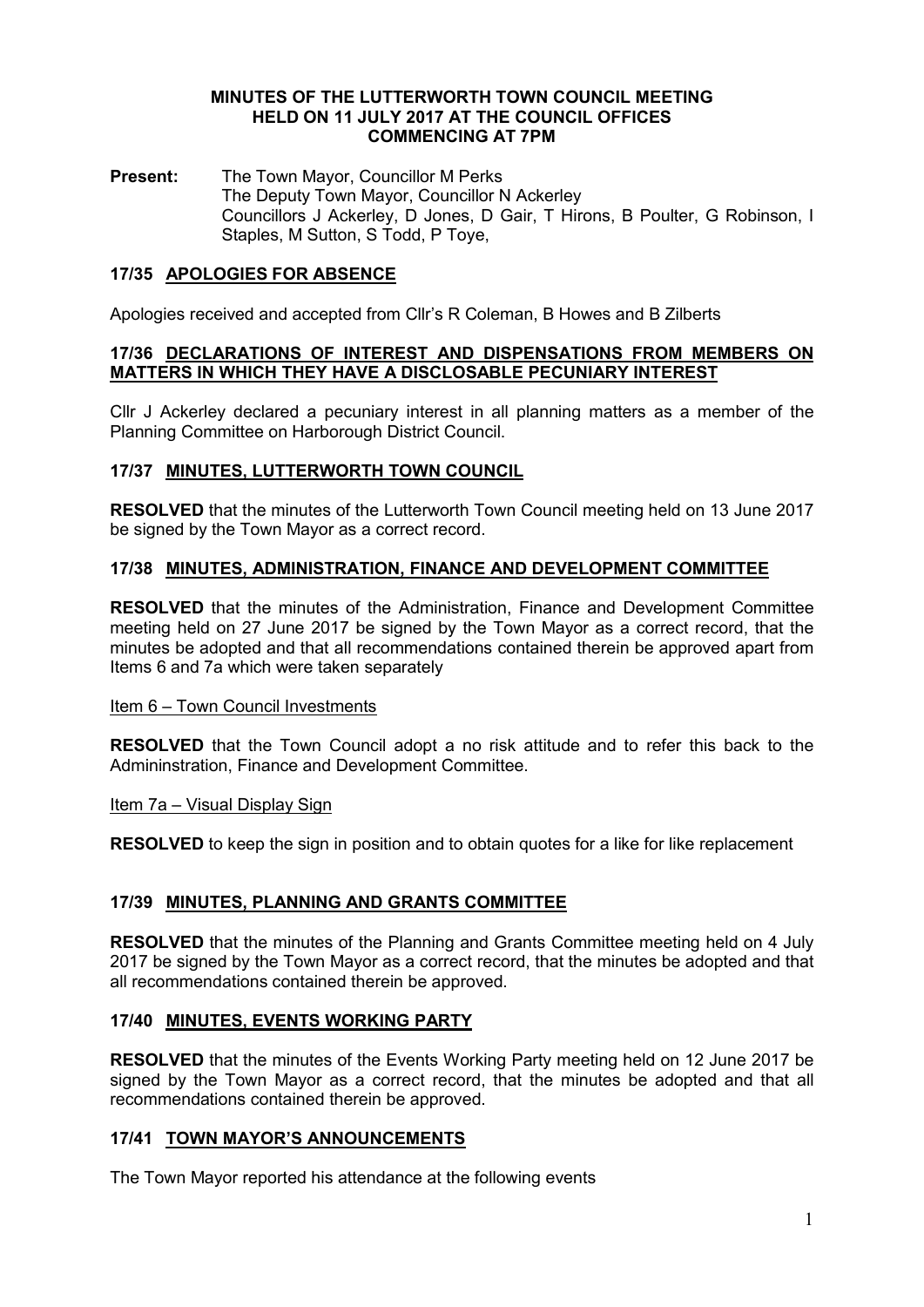# MINUTES OF THE LUTTERWORTH TOWN COUNCIL MEETING HELD ON 11 JULY 2017 AT THE COUNCIL OFFICES COMMENCING AT 7PM

**Present:** The Town Mayor, Councillor M Perks
The Deputy Town Mayor, Councillor N Ackerley
Councillors J Ackerley, D Jones, D Gair, T Hirons, B Poulter, G Robinson, I Staples, M Sutton, S Todd, P Toye,

## 17/35 APOLOGIES FOR ABSENCE

Apologies received and accepted from Cllr's R Coleman, B Howes and B Zilberts

## 17/36 DECLARATIONS OF INTEREST AND DISPENSATIONS FROM MEMBERS ON MATTERS IN WHICH THEY HAVE A DISCLOSABLE PECUNIARY INTEREST

Cllr J Ackerley declared a pecuniary interest in all planning matters as a member of the Planning Committee on Harborough District Council.

## 17/37 MINUTES, LUTTERWORTH TOWN COUNCIL

**RESOLVED** that the minutes of the Lutterworth Town Council meeting held on 13 June 2017 be signed by the Town Mayor as a correct record.

## 17/38 MINUTES, ADMINISTRATION, FINANCE AND DEVELOPMENT COMMITTEE

**RESOLVED** that the minutes of the Administration, Finance and Development Committee meeting held on 27 June 2017 be signed by the Town Mayor as a correct record, that the minutes be adopted and that all recommendations contained therein be approved apart from Items 6 and 7a which were taken separately

Item 6 – Town Council Investments

**RESOLVED** that the Town Council adopt a no risk attitude and to refer this back to the Admininstration, Finance and Development Committee.

Item 7a – Visual Display Sign

**RESOLVED** to keep the sign in position and to obtain quotes for a like for like replacement

## 17/39 MINUTES, PLANNING AND GRANTS COMMITTEE

**RESOLVED** that the minutes of the Planning and Grants Committee meeting held on 4 July 2017 be signed by the Town Mayor as a correct record, that the minutes be adopted and that all recommendations contained therein be approved.

## 17/40 MINUTES, EVENTS WORKING PARTY

**RESOLVED** that the minutes of the Events Working Party meeting held on 12 June 2017 be signed by the Town Mayor as a correct record, that the minutes be adopted and that all recommendations contained therein be approved.

## 17/41 TOWN MAYOR'S ANNOUNCEMENTS

The Town Mayor reported his attendance at the following events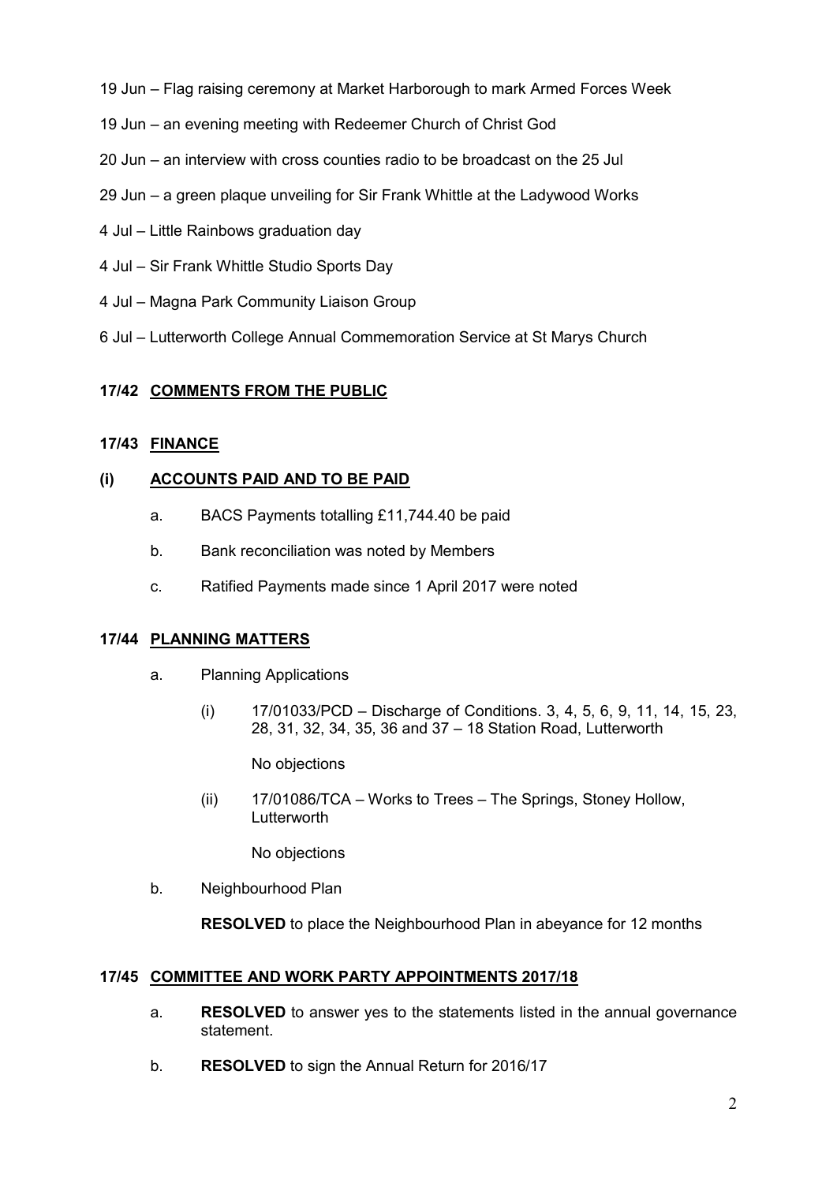19 Jun – Flag raising ceremony at Market Harborough to mark Armed Forces Week

19 Jun – an evening meeting with Redeemer Church of Christ God

20 Jun – an interview with cross counties radio to be broadcast on the 25 Jul

29 Jun – a green plaque unveiling for Sir Frank Whittle at the Ladywood Works

4 Jul – Little Rainbows graduation day

4 Jul – Sir Frank Whittle Studio Sports Day

4 Jul – Magna Park Community Liaison Group

6 Jul – Lutterworth College Annual Commemoration Service at St Marys Church

## 17/42 COMMENTS FROM THE PUBLIC

## 17/43 FINANCE

### (i) ACCOUNTS PAID AND TO BE PAID

a. BACS Payments totalling £11,744.40 be paid

b. Bank reconciliation was noted by Members

c. Ratified Payments made since 1 April 2017 were noted

## 17/44 PLANNING MATTERS

a. Planning Applications

(i) 17/01033/PCD – Discharge of Conditions. 3, 4, 5, 6, 9, 11, 14, 15, 23, 28, 31, 32, 34, 35, 36 and 37 – 18 Station Road, Lutterworth

No objections

(ii) 17/01086/TCA – Works to Trees – The Springs, Stoney Hollow, Lutterworth

No objections

b. Neighbourhood Plan

**RESOLVED** to place the Neighbourhood Plan in abeyance for 12 months

## 17/45 COMMITTEE AND WORK PARTY APPOINTMENTS 2017/18

a. **RESOLVED** to answer yes to the statements listed in the annual governance statement.

b. **RESOLVED** to sign the Annual Return for 2016/17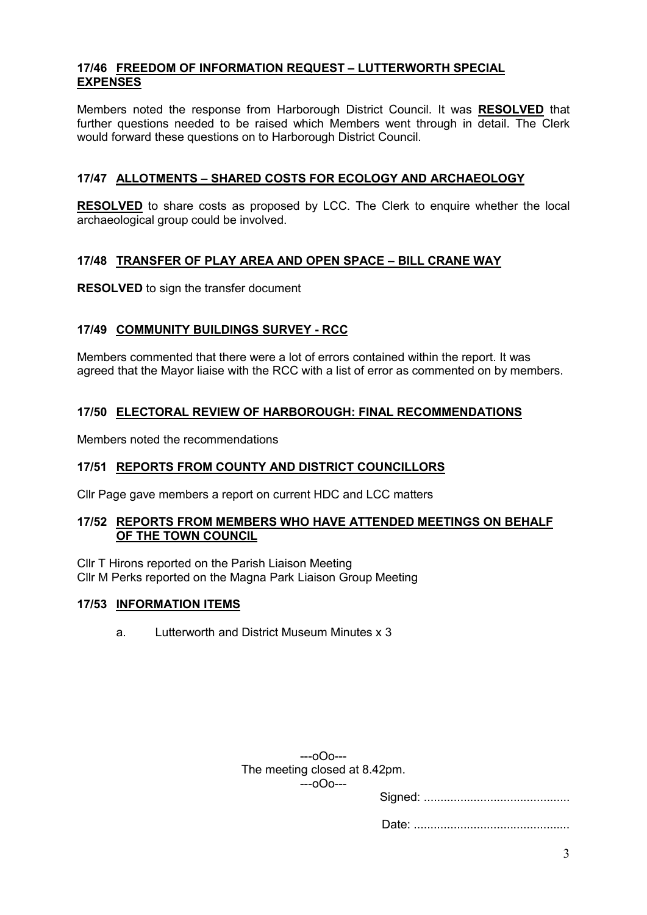## 17/46 FREEDOM OF INFORMATION REQUEST – LUTTERWORTH SPECIAL EXPENSES

Members noted the response from Harborough District Council. It was **RESOLVED** that further questions needed to be raised which Members went through in detail. The Clerk would forward these questions on to Harborough District Council.

## 17/47 ALLOTMENTS – SHARED COSTS FOR ECOLOGY AND ARCHAEOLOGY

**RESOLVED** to share costs as proposed by LCC. The Clerk to enquire whether the local archaeological group could be involved.

## 17/48 TRANSFER OF PLAY AREA AND OPEN SPACE – BILL CRANE WAY

**RESOLVED** to sign the transfer document

## 17/49 COMMUNITY BUILDINGS SURVEY - RCC

Members commented that there were a lot of errors contained within the report. It was agreed that the Mayor liaise with the RCC with a list of error as commented on by members.

## 17/50 ELECTORAL REVIEW OF HARBOROUGH: FINAL RECOMMENDATIONS

Members noted the recommendations

## 17/51 REPORTS FROM COUNTY AND DISTRICT COUNCILLORS

Cllr Page gave members a report on current HDC and LCC matters

## 17/52 REPORTS FROM MEMBERS WHO HAVE ATTENDED MEETINGS ON BEHALF OF THE TOWN COUNCIL

Cllr T Hirons reported on the Parish Liaison Meeting
Cllr M Perks reported on the Magna Park Liaison Group Meeting

## 17/53 INFORMATION ITEMS

a. Lutterworth and District Museum Minutes x 3

---oOo---
The meeting closed at 8.42pm.
---oOo---

Signed: ............................................

Date: ...............................................